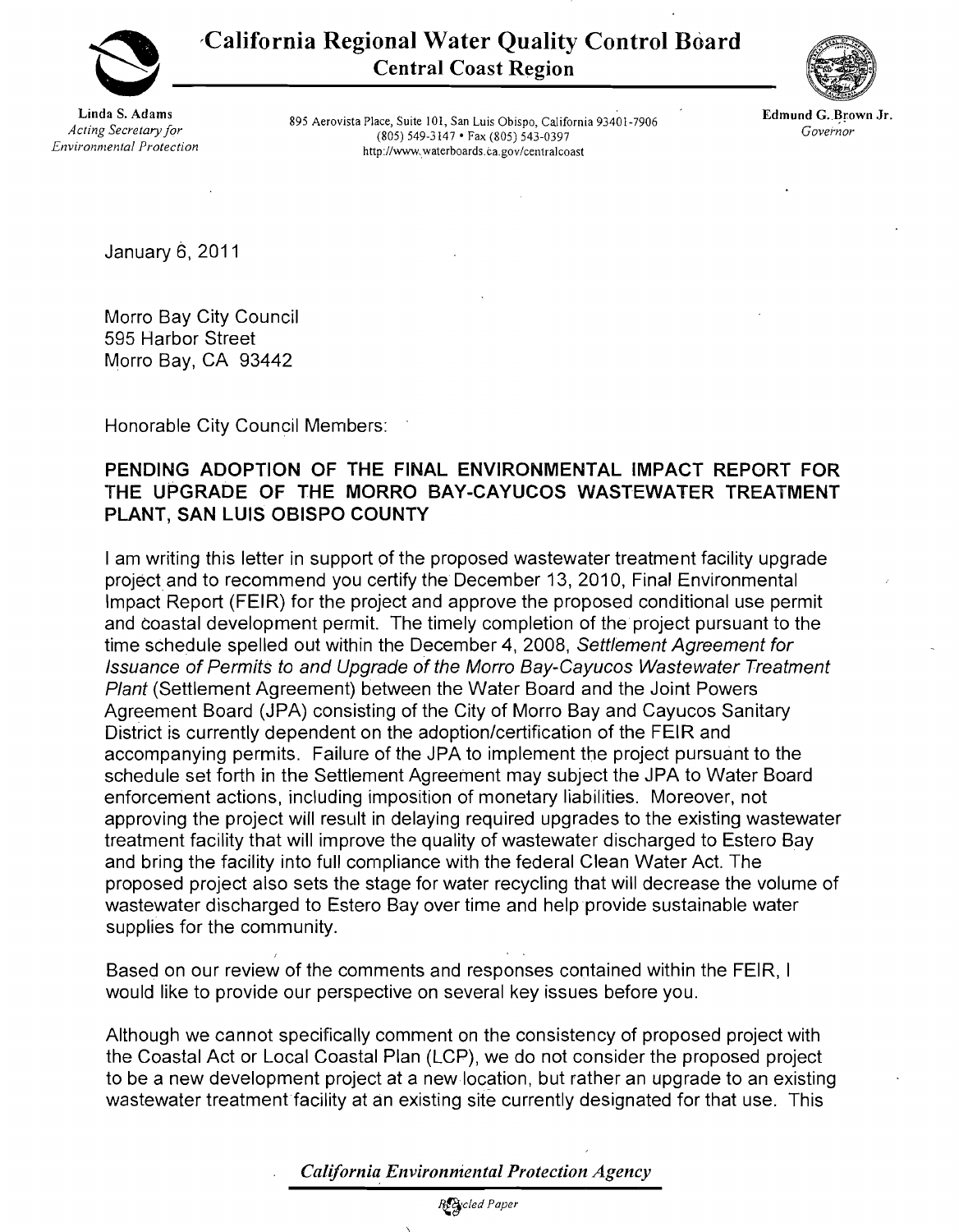# California Regional Water Quality Control Board
## Central Coast Region

**Linda S. Adams**
*Acting Secretary for Environmental Protection*

895 Aerovista Place, Suite 101, San Luis Obispo, California 93401-7906
(805) 549-3147 • Fax (805) 543-0397
http://www.waterboards.ca.gov/centralcoast

**Edmund G. Brown Jr.**
*Governor*

January 6, 2011

Morro Bay City Council
595 Harbor Street
Morro Bay, CA 93442

Honorable City Council Members:

**PENDING ADOPTION OF THE FINAL ENVIRONMENTAL IMPACT REPORT FOR THE UPGRADE OF THE MORRO BAY-CAYUCOS WASTEWATER TREATMENT PLANT, SAN LUIS OBISPO COUNTY**

I am writing this letter in support of the proposed wastewater treatment facility upgrade project and to recommend you certify the December 13, 2010, Final Environmental Impact Report (FEIR) for the project and approve the proposed conditional use permit and coastal development permit. The timely completion of the project pursuant to the time schedule spelled out within the December 4, 2008, *Settlement Agreement for Issuance of Permits to and Upgrade of the Morro Bay-Cayucos Wastewater Treatment Plant* (Settlement Agreement) between the Water Board and the Joint Powers Agreement Board (JPA) consisting of the City of Morro Bay and Cayucos Sanitary District is currently dependent on the adoption/certification of the FEIR and accompanying permits. Failure of the JPA to implement the project pursuant to the schedule set forth in the Settlement Agreement may subject the JPA to Water Board enforcement actions, including imposition of monetary liabilities. Moreover, not approving the project will result in delaying required upgrades to the existing wastewater treatment facility that will improve the quality of wastewater discharged to Estero Bay and bring the facility into full compliance with the federal Clean Water Act. The proposed project also sets the stage for water recycling that will decrease the volume of wastewater discharged to Estero Bay over time and help provide sustainable water supplies for the community.

Based on our review of the comments and responses contained within the FEIR, I would like to provide our perspective on several key issues before you.

Although we cannot specifically comment on the consistency of proposed project with the Coastal Act or Local Coastal Plan (LCP), we do not consider the proposed project to be a new development project at a new location, but rather an upgrade to an existing wastewater treatment facility at an existing site currently designated for that use. This

*California Environmental Protection Agency*

*Recycled Paper*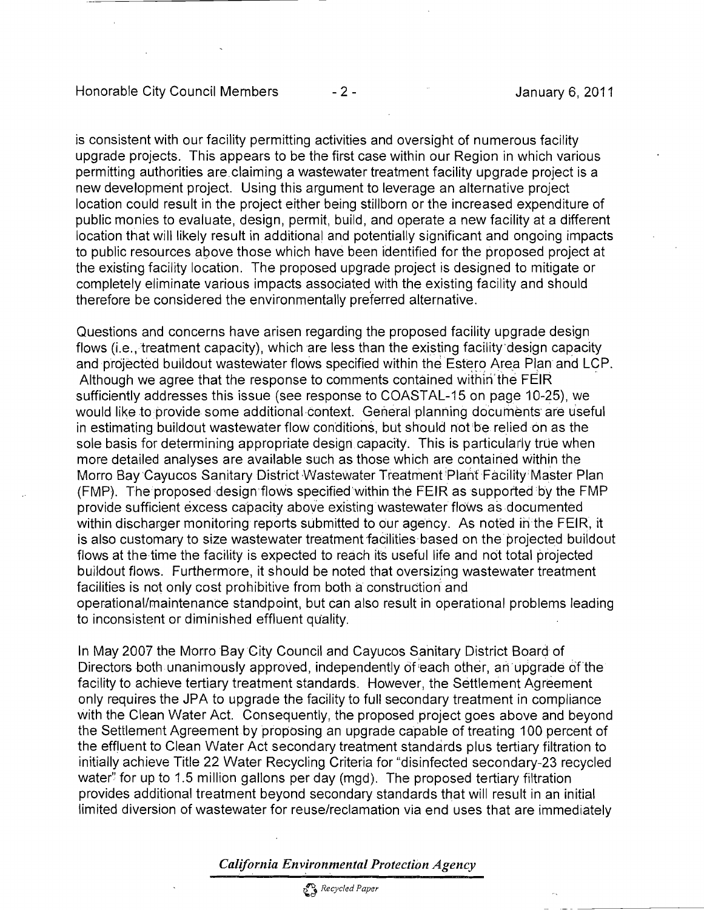is consistent with our facility permitting activities and oversight of numerous facility upgrade projects. This appears to be the first case within our Region in which various permitting authorities are claiming a wastewater treatment facility upgrade project is a new development project. Using this argument to leverage an alternative project location could result in the project either being stillborn or the increased expenditure of public monies to evaluate, design, permit, build, and operate a new facility at a different location that will likely result in additional and potentially significant and ongoing impacts to public resources above those which have been identified for the proposed project at the existing facility location. The proposed upgrade project is designed to mitigate or completely eliminate various impacts associated with the existing facility and should therefore be considered the environmentally preferred alternative.

Questions and concerns have arisen regarding the proposed facility upgrade design flows (i.e., treatment capacity), which are less than the existing facility design capacity and projected buildout wastewater flows specified within the Estero Area Plan and LCP. Although we agree that the response to comments contained within the FEIR sufficiently addresses this issue (see response to COASTAL-15 on page 10-25), we would like to provide some additional context. General planning documents are useful in estimating buildout wastewater flow conditions, but should not be relied on as the sole basis for determining appropriate design capacity. This is particularly true when more detailed analyses are available such as those which are contained within the Morro Bay Cayucos Sanitary District Wastewater Treatment Plant Facility Master Plan (FMP). The proposed design flows specified within the FEIR as supported by the FMP provide sufficient excess capacity above existing wastewater flows as documented within discharger monitoring reports submitted to our agency. As noted in the FEIR, it is also customary to size wastewater treatment facilities based on the projected buildout flows at the time the facility is expected to reach its useful life and not total projected buildout flows. Furthermore, it should be noted that oversizing wastewater treatment facilities is not only cost prohibitive from both a construction and operational/maintenance standpoint, but can also result in operational problems leading to inconsistent or diminished effluent quality.

In May 2007 the Morro Bay City Council and Cayucos Sanitary District Board of Directors both unanimously approved, independently of each other, an upgrade of the facility to achieve tertiary treatment standards. However, the Settlement Agreement only requires the JPA to upgrade the facility to full secondary treatment in compliance with the Clean Water Act. Consequently, the proposed project goes above and beyond the Settlement Agreement by proposing an upgrade capable of treating 100 percent of the effluent to Clean Water Act secondary treatment standards plus tertiary filtration to initially achieve Title 22 Water Recycling Criteria for "disinfected secondary-23 recycled water" for up to 1.5 million gallons per day (mgd). The proposed tertiary filtration provides additional treatment beyond secondary standards that will result in an initial limited diversion of wastewater for reuse/reclamation via end uses that are immediately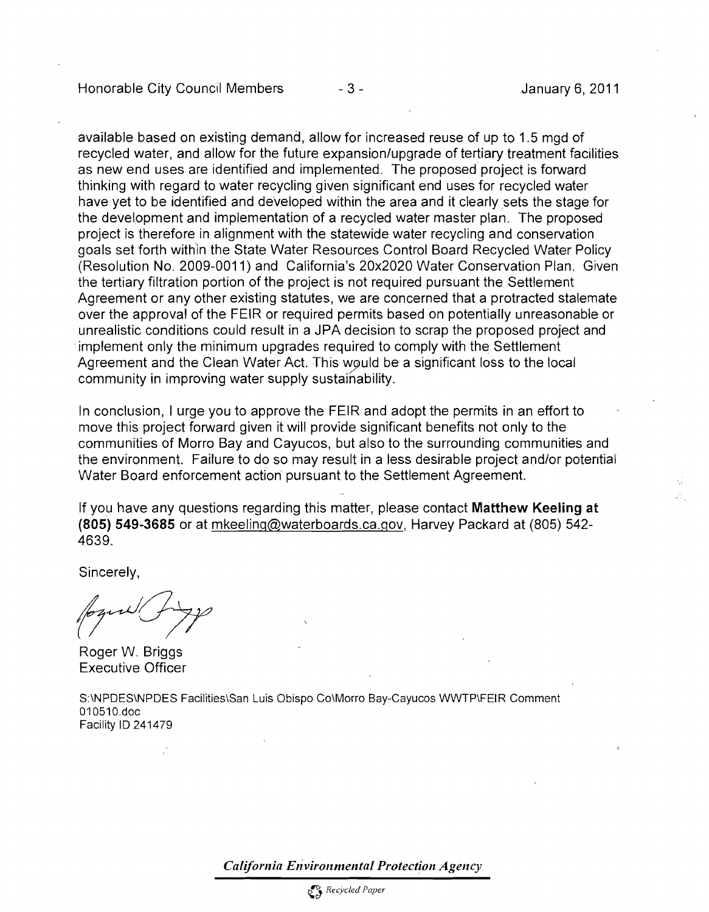available based on existing demand, allow for increased reuse of up to 1.5 mgd of recycled water, and allow for the future expansion/upgrade of tertiary treatment facilities as new end uses are identified and implemented. The proposed project is forward thinking with regard to water recycling given significant end uses for recycled water have yet to be identified and developed within the area and it clearly sets the stage for the development and implementation of a recycled water master plan. The proposed project is therefore in alignment with the statewide water recycling and conservation goals set forth within the State Water Resources Control Board Recycled Water Policy (Resolution No. 2009-0011) and California's 20x2020 Water Conservation Plan. Given the tertiary filtration portion of the project is not required pursuant the Settlement Agreement or any other existing statutes, we are concerned that a protracted stalemate over the approval of the FEIR or required permits based on potentially unreasonable or unrealistic conditions could result in a JPA decision to scrap the proposed project and implement only the minimum upgrades required to comply with the Settlement Agreement and the Clean Water Act. This would be a significant loss to the local community in improving water supply sustainability.

In conclusion, I urge you to approve the FEIR and adopt the permits in an effort to move this project forward given it will provide significant benefits not only to the communities of Morro Bay and Cayucos, but also to the surrounding communities and the environment. Failure to do so may result in a less desirable project and/or potential Water Board enforcement action pursuant to the Settlement Agreement.

If you have any questions regarding this matter, please contact **Matthew Keeling at (805) 549-3685** or at mkeeling@waterboards.ca.gov, Harvey Packard at (805) 542-4639.

Sincerely,

Roger W. Briggs
Executive Officer

S:\NPDES\NPDES Facilities\San Luis Obispo Co\Morro Bay-Cayucos WWTP\FEIR Comment 010510.doc
Facility ID 241479

*California Environmental Protection Agency*

Recycled Paper